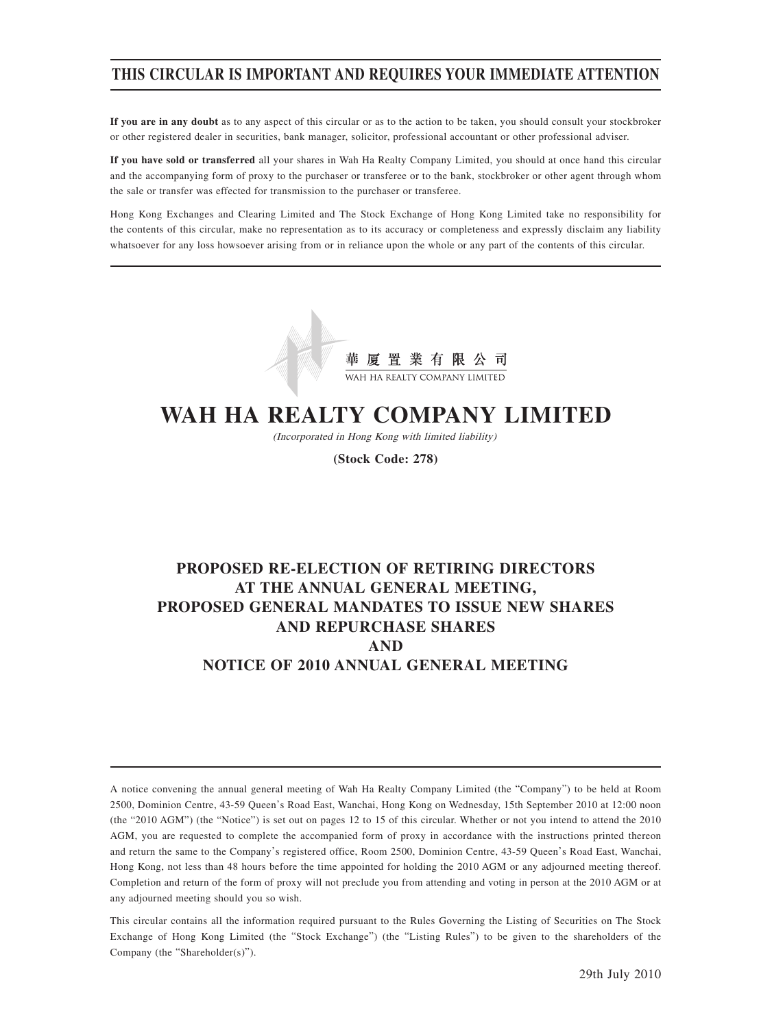# THIS CIRCULAR IS IMPORTANT AND REQUIRES YOUR IMMEDIATE ATTENTION

**If you are in any doubt** as to any aspect of this circular or as to the action to be taken, you should consult your stockbroker or other registered dealer in securities, bank manager, solicitor, professional accountant or other professional adviser.

**If you have sold or transferred** all your shares in Wah Ha Realty Company Limited, you should at once hand this circular and the accompanying form of proxy to the purchaser or transferee or to the bank, stockbroker or other agent through whom the sale or transfer was effected for transmission to the purchaser or transferee.

Hong Kong Exchanges and Clearing Limited and The Stock Exchange of Hong Kong Limited take no responsibility for the contents of this circular, make no representation as to its accuracy or completeness and expressly disclaim any liability whatsoever for any loss howsoever arising from or in reliance upon the whole or any part of the contents of this circular.

華 厦 置 業 有 限 公 司

WAH HA REALTY COMPANY LIMITED

# WAH HA REALTY COMPANY LIMITED

*(Incorporated in Hong Kong with limited liability)*

**(Stock Code: 278)**

## PROPOSED RE-ELECTION OF RETIRING DIRECTORS AT THE ANNUAL GENERAL MEETING, PROPOSED GENERAL MANDATES TO ISSUE NEW SHARES AND REPURCHASE SHARES AND NOTICE OF 2010 ANNUAL GENERAL MEETING

A notice convening the annual general meeting of Wah Ha Realty Company Limited (the "Company") to be held at Room 2500, Dominion Centre, 43-59 Queen's Road East, Wanchai, Hong Kong on Wednesday, 15th September 2010 at 12:00 noon (the "2010 AGM") (the "Notice") is set out on pages 12 to 15 of this circular. Whether or not you intend to attend the 2010 AGM, you are requested to complete the accompanied form of proxy in accordance with the instructions printed thereon and return the same to the Company's registered office, Room 2500, Dominion Centre, 43-59 Queen's Road East, Wanchai, Hong Kong, not less than 48 hours before the time appointed for holding the 2010 AGM or any adjourned meeting thereof. Completion and return of the form of proxy will not preclude you from attending and voting in person at the 2010 AGM or at any adjourned meeting should you so wish.

This circular contains all the information required pursuant to the Rules Governing the Listing of Securities on The Stock Exchange of Hong Kong Limited (the "Stock Exchange") (the "Listing Rules") to be given to the shareholders of the Company (the "Shareholder(s)").

29th July 2010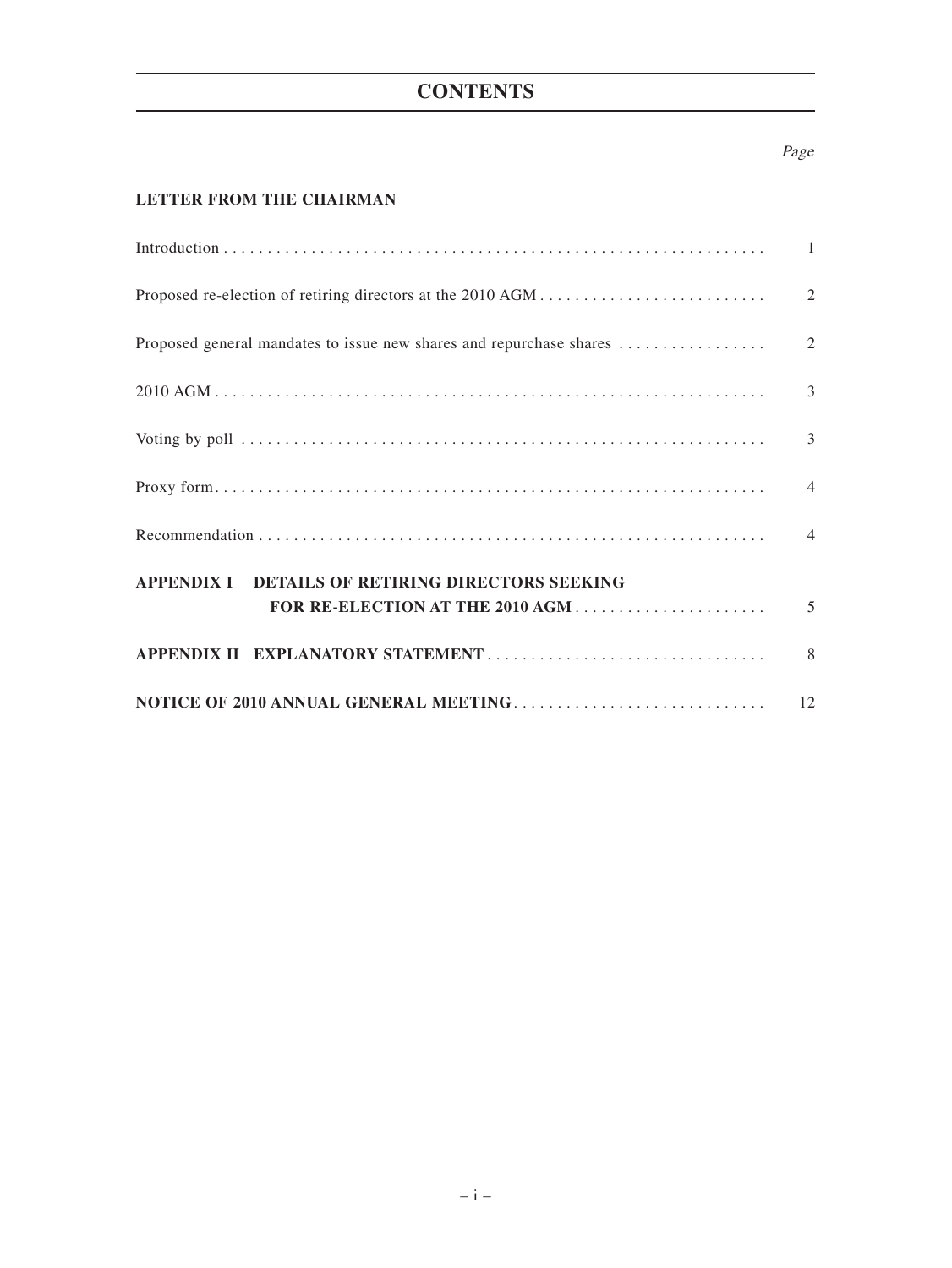# CONTENTS

| | Page |
|---|---|
| **LETTER FROM THE CHAIRMAN** | |
| Introduction | 1 |
| Proposed re-election of retiring directors at the 2010 AGM | 2 |
| Proposed general mandates to issue new shares and repurchase shares | 2 |
| 2010 AGM | 3 |
| Voting by poll | 3 |
| Proxy form | 4 |
| Recommendation | 4 |
| **APPENDIX I DETAILS OF RETIRING DIRECTORS SEEKING FOR RE-ELECTION AT THE 2010 AGM** | 5 |
| **APPENDIX II EXPLANATORY STATEMENT** | 8 |
| **NOTICE OF 2010 ANNUAL GENERAL MEETING** | 12 |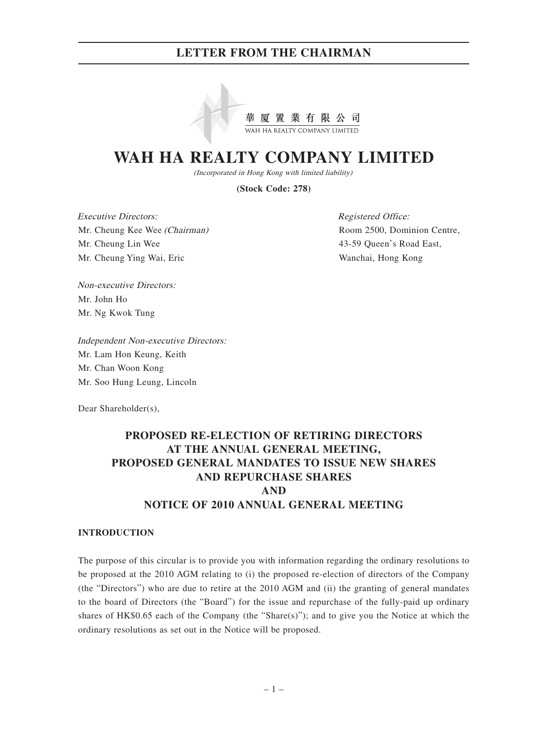華 厦 置 業 有 限 公 司

WAH HA REALTY COMPANY LIMITED

# WAH HA REALTY COMPANY LIMITED

*(Incorporated in Hong Kong with limited liability)*

**(Stock Code: 278)**

*Executive Directors:*
Mr. Cheung Kee Wee *(Chairman)*
Mr. Cheung Lin Wee
Mr. Cheung Ying Wai, Eric

*Non-executive Directors:*
Mr. John Ho
Mr. Ng Kwok Tung

*Independent Non-executive Directors:*
Mr. Lam Hon Keung, Keith
Mr. Chan Woon Kong
Mr. Soo Hung Leung, Lincoln

*Registered Office:*
Room 2500, Dominion Centre,
43-59 Queen's Road East,
Wanchai, Hong Kong

Dear Shareholder(s),

## PROPOSED RE-ELECTION OF RETIRING DIRECTORS AT THE ANNUAL GENERAL MEETING, PROPOSED GENERAL MANDATES TO ISSUE NEW SHARES AND REPURCHASE SHARES AND NOTICE OF 2010 ANNUAL GENERAL MEETING

### INTRODUCTION

The purpose of this circular is to provide you with information regarding the ordinary resolutions to be proposed at the 2010 AGM relating to (i) the proposed re-election of directors of the Company (the "Directors") who are due to retire at the 2010 AGM and (ii) the granting of general mandates to the board of Directors (the "Board") for the issue and repurchase of the fully-paid up ordinary shares of HK$0.65 each of the Company (the "Share(s)"); and to give you the Notice at which the ordinary resolutions as set out in the Notice will be proposed.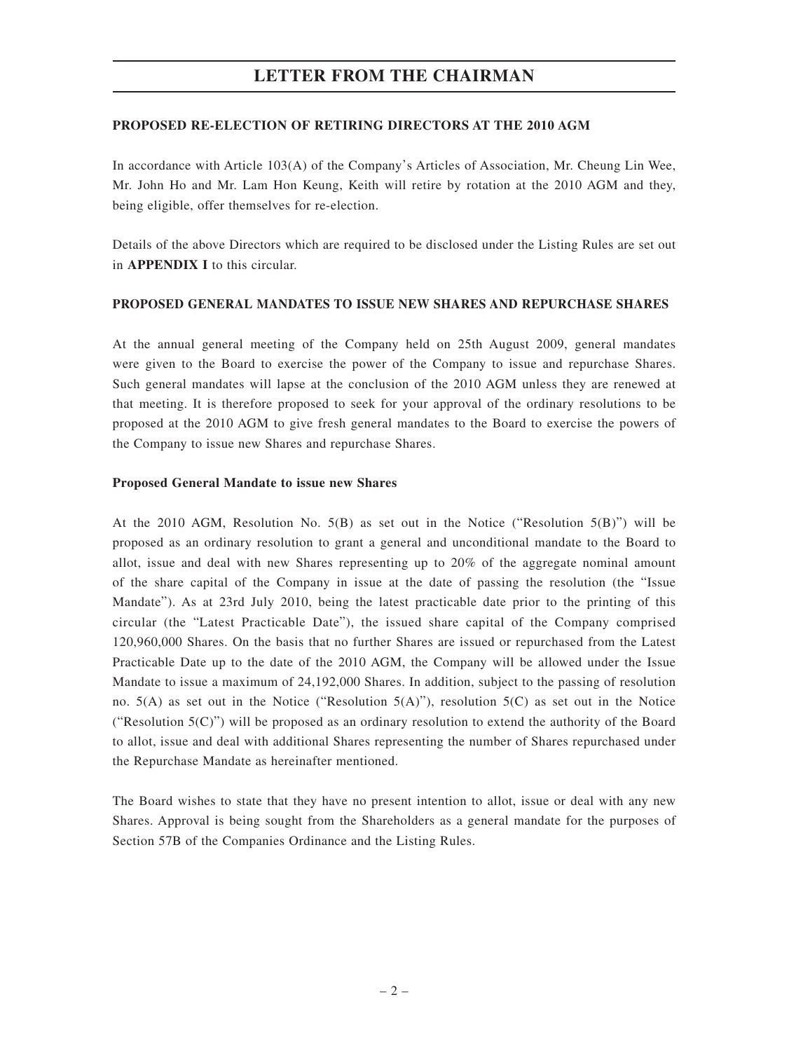# LETTER FROM THE CHAIRMAN

**PROPOSED RE-ELECTION OF RETIRING DIRECTORS AT THE 2010 AGM**

In accordance with Article 103(A) of the Company's Articles of Association, Mr. Cheung Lin Wee, Mr. John Ho and Mr. Lam Hon Keung, Keith will retire by rotation at the 2010 AGM and they, being eligible, offer themselves for re-election.

Details of the above Directors which are required to be disclosed under the Listing Rules are set out in **APPENDIX I** to this circular.

**PROPOSED GENERAL MANDATES TO ISSUE NEW SHARES AND REPURCHASE SHARES**

At the annual general meeting of the Company held on 25th August 2009, general mandates were given to the Board to exercise the power of the Company to issue and repurchase Shares. Such general mandates will lapse at the conclusion of the 2010 AGM unless they are renewed at that meeting. It is therefore proposed to seek for your approval of the ordinary resolutions to be proposed at the 2010 AGM to give fresh general mandates to the Board to exercise the powers of the Company to issue new Shares and repurchase Shares.

**Proposed General Mandate to issue new Shares**

At the 2010 AGM, Resolution No. 5(B) as set out in the Notice ("Resolution 5(B)") will be proposed as an ordinary resolution to grant a general and unconditional mandate to the Board to allot, issue and deal with new Shares representing up to 20% of the aggregate nominal amount of the share capital of the Company in issue at the date of passing the resolution (the "Issue Mandate"). As at 23rd July 2010, being the latest practicable date prior to the printing of this circular (the "Latest Practicable Date"), the issued share capital of the Company comprised 120,960,000 Shares. On the basis that no further Shares are issued or repurchased from the Latest Practicable Date up to the date of the 2010 AGM, the Company will be allowed under the Issue Mandate to issue a maximum of 24,192,000 Shares. In addition, subject to the passing of resolution no. 5(A) as set out in the Notice ("Resolution 5(A)"), resolution 5(C) as set out in the Notice ("Resolution 5(C)") will be proposed as an ordinary resolution to extend the authority of the Board to allot, issue and deal with additional Shares representing the number of Shares repurchased under the Repurchase Mandate as hereinafter mentioned.

The Board wishes to state that they have no present intention to allot, issue or deal with any new Shares. Approval is being sought from the Shareholders as a general mandate for the purposes of Section 57B of the Companies Ordinance and the Listing Rules.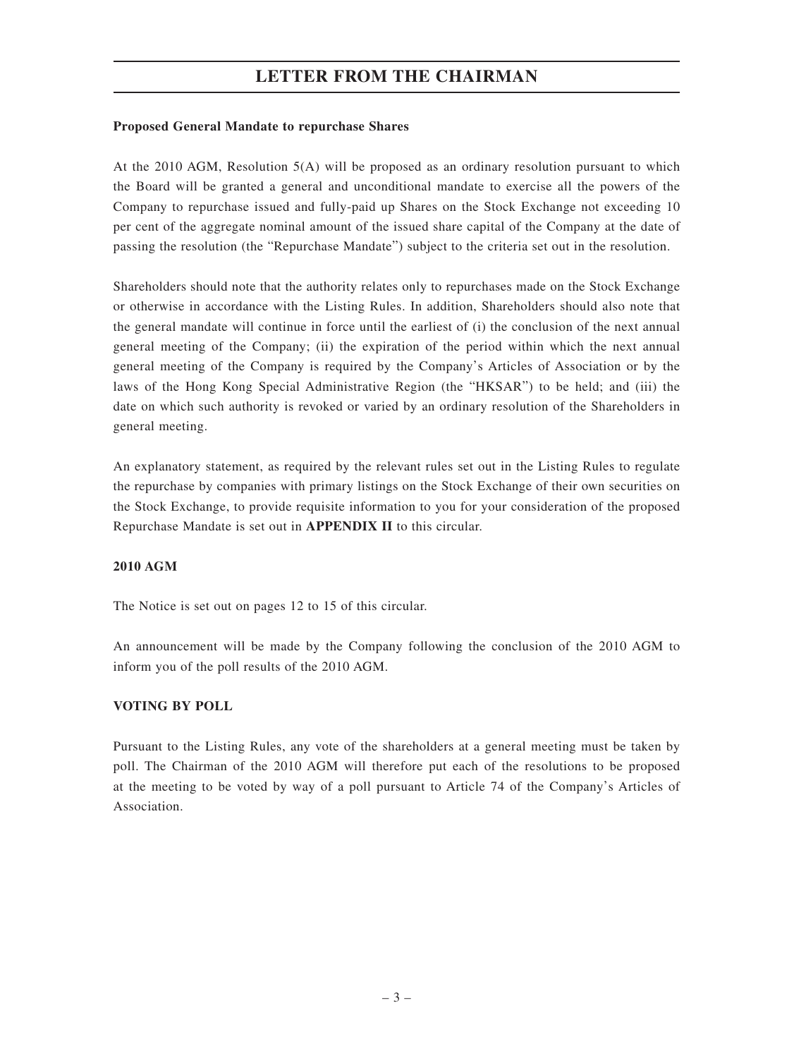# LETTER FROM THE CHAIRMAN

**Proposed General Mandate to repurchase Shares**

At the 2010 AGM, Resolution 5(A) will be proposed as an ordinary resolution pursuant to which the Board will be granted a general and unconditional mandate to exercise all the powers of the Company to repurchase issued and fully-paid up Shares on the Stock Exchange not exceeding 10 per cent of the aggregate nominal amount of the issued share capital of the Company at the date of passing the resolution (the "Repurchase Mandate") subject to the criteria set out in the resolution.

Shareholders should note that the authority relates only to repurchases made on the Stock Exchange or otherwise in accordance with the Listing Rules. In addition, Shareholders should also note that the general mandate will continue in force until the earliest of (i) the conclusion of the next annual general meeting of the Company; (ii) the expiration of the period within which the next annual general meeting of the Company is required by the Company's Articles of Association or by the laws of the Hong Kong Special Administrative Region (the "HKSAR") to be held; and (iii) the date on which such authority is revoked or varied by an ordinary resolution of the Shareholders in general meeting.

An explanatory statement, as required by the relevant rules set out in the Listing Rules to regulate the repurchase by companies with primary listings on the Stock Exchange of their own securities on the Stock Exchange, to provide requisite information to you for your consideration of the proposed Repurchase Mandate is set out in **APPENDIX II** to this circular.

**2010 AGM**

The Notice is set out on pages 12 to 15 of this circular.

An announcement will be made by the Company following the conclusion of the 2010 AGM to inform you of the poll results of the 2010 AGM.

**VOTING BY POLL**

Pursuant to the Listing Rules, any vote of the shareholders at a general meeting must be taken by poll. The Chairman of the 2010 AGM will therefore put each of the resolutions to be proposed at the meeting to be voted by way of a poll pursuant to Article 74 of the Company's Articles of Association.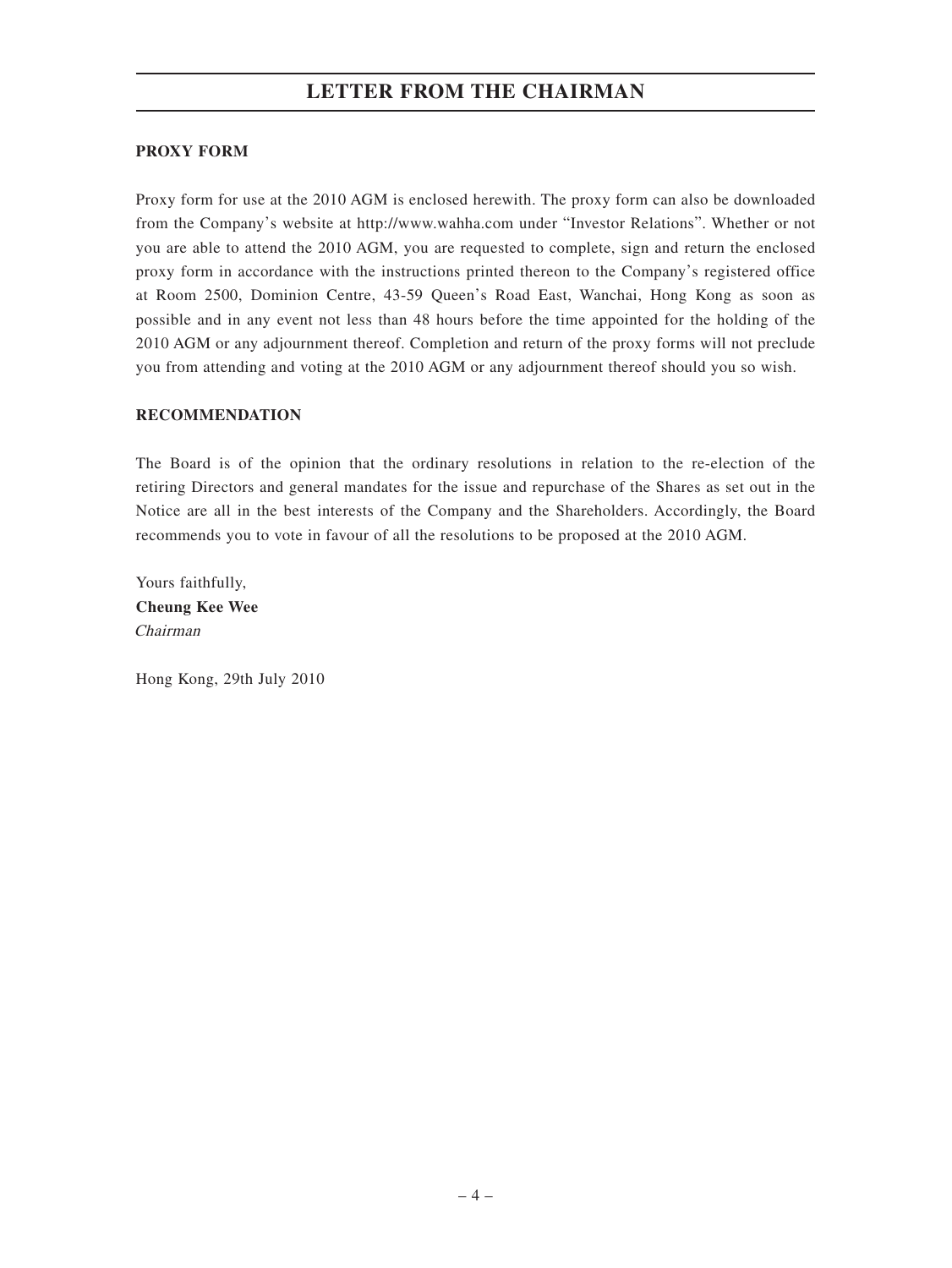## LETTER FROM THE CHAIRMAN

**PROXY FORM**

Proxy form for use at the 2010 AGM is enclosed herewith. The proxy form can also be downloaded from the Company's website at http://www.wahha.com under "Investor Relations". Whether or not you are able to attend the 2010 AGM, you are requested to complete, sign and return the enclosed proxy form in accordance with the instructions printed thereon to the Company's registered office at Room 2500, Dominion Centre, 43-59 Queen's Road East, Wanchai, Hong Kong as soon as possible and in any event not less than 48 hours before the time appointed for the holding of the 2010 AGM or any adjournment thereof. Completion and return of the proxy forms will not preclude you from attending and voting at the 2010 AGM or any adjournment thereof should you so wish.

**RECOMMENDATION**

The Board is of the opinion that the ordinary resolutions in relation to the re-election of the retiring Directors and general mandates for the issue and repurchase of the Shares as set out in the Notice are all in the best interests of the Company and the Shareholders. Accordingly, the Board recommends you to vote in favour of all the resolutions to be proposed at the 2010 AGM.

Yours faithfully,
**Cheung Kee Wee**
*Chairman*

Hong Kong, 29th July 2010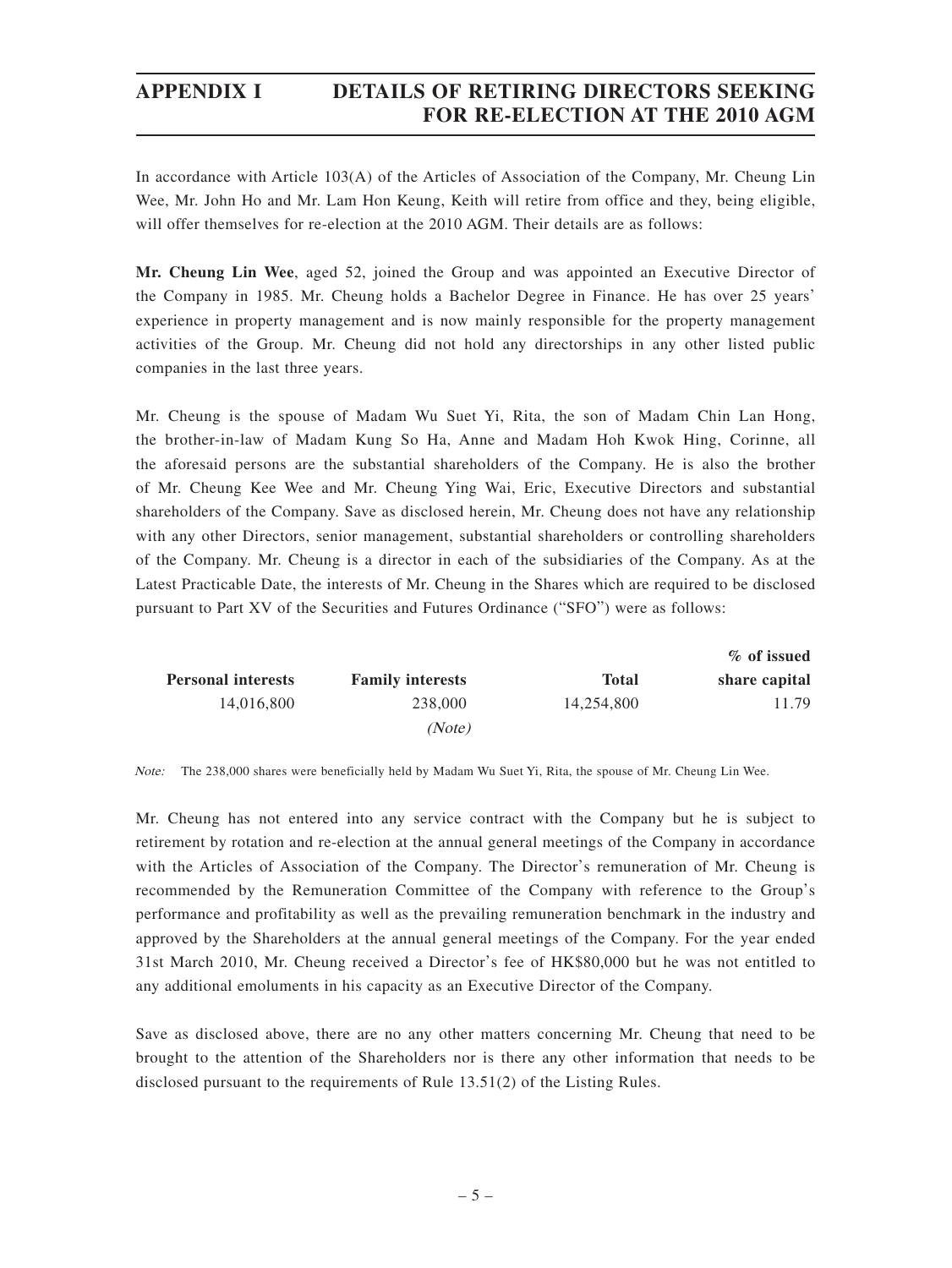# APPENDIX I DETAILS OF RETIRING DIRECTORS SEEKING FOR RE-ELECTION AT THE 2010 AGM

In accordance with Article 103(A) of the Articles of Association of the Company, Mr. Cheung Lin Wee, Mr. John Ho and Mr. Lam Hon Keung, Keith will retire from office and they, being eligible, will offer themselves for re-election at the 2010 AGM. Their details are as follows:

**Mr. Cheung Lin Wee**, aged 52, joined the Group and was appointed an Executive Director of the Company in 1985. Mr. Cheung holds a Bachelor Degree in Finance. He has over 25 years' experience in property management and is now mainly responsible for the property management activities of the Group. Mr. Cheung did not hold any directorships in any other listed public companies in the last three years.

Mr. Cheung is the spouse of Madam Wu Suet Yi, Rita, the son of Madam Chin Lan Hong, the brother-in-law of Madam Kung So Ha, Anne and Madam Hoh Kwok Hing, Corinne, all the aforesaid persons are the substantial shareholders of the Company. He is also the brother of Mr. Cheung Kee Wee and Mr. Cheung Ying Wai, Eric, Executive Directors and substantial shareholders of the Company. Save as disclosed herein, Mr. Cheung does not have any relationship with any other Directors, senior management, substantial shareholders or controlling shareholders of the Company. Mr. Cheung is a director in each of the subsidiaries of the Company. As at the Latest Practicable Date, the interests of Mr. Cheung in the Shares which are required to be disclosed pursuant to Part XV of the Securities and Futures Ordinance ("SFO") were as follows:

| Personal interests | Family interests | Total | % of issued share capital |
|---|---|---|---|
| 14,016,800 | 238,000 *(Note)* | 14,254,800 | 11.79 |

*Note:* The 238,000 shares were beneficially held by Madam Wu Suet Yi, Rita, the spouse of Mr. Cheung Lin Wee.

Mr. Cheung has not entered into any service contract with the Company but he is subject to retirement by rotation and re-election at the annual general meetings of the Company in accordance with the Articles of Association of the Company. The Director's remuneration of Mr. Cheung is recommended by the Remuneration Committee of the Company with reference to the Group's performance and profitability as well as the prevailing remuneration benchmark in the industry and approved by the Shareholders at the annual general meetings of the Company. For the year ended 31st March 2010, Mr. Cheung received a Director's fee of HK$80,000 but he was not entitled to any additional emoluments in his capacity as an Executive Director of the Company.

Save as disclosed above, there are no any other matters concerning Mr. Cheung that need to be brought to the attention of the Shareholders nor is there any other information that needs to be disclosed pursuant to the requirements of Rule 13.51(2) of the Listing Rules.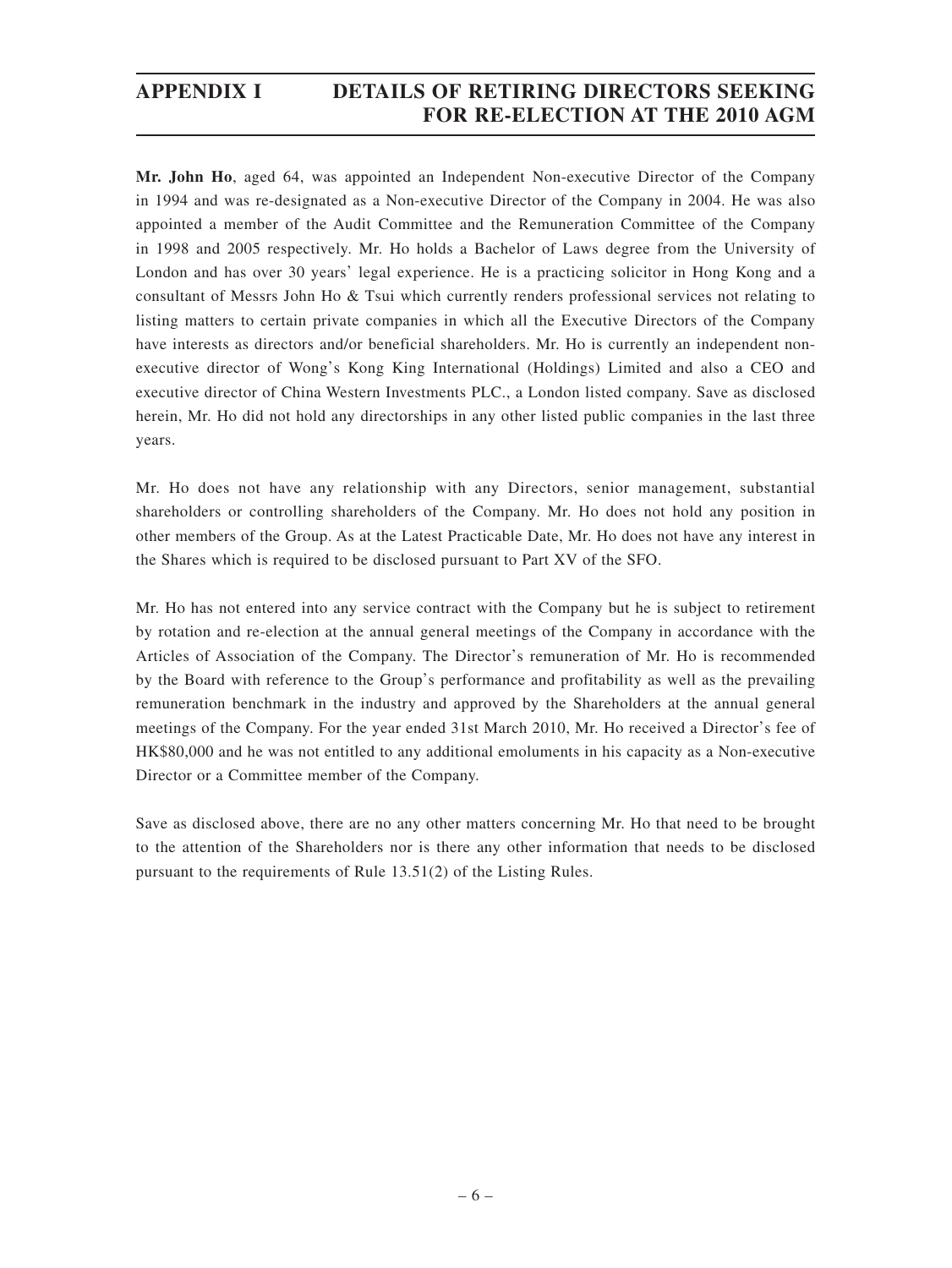**Mr. John Ho**, aged 64, was appointed an Independent Non-executive Director of the Company in 1994 and was re-designated as a Non-executive Director of the Company in 2004. He was also appointed a member of the Audit Committee and the Remuneration Committee of the Company in 1998 and 2005 respectively. Mr. Ho holds a Bachelor of Laws degree from the University of London and has over 30 years' legal experience. He is a practicing solicitor in Hong Kong and a consultant of Messrs John Ho & Tsui which currently renders professional services not relating to listing matters to certain private companies in which all the Executive Directors of the Company have interests as directors and/or beneficial shareholders. Mr. Ho is currently an independent non-executive director of Wong's Kong King International (Holdings) Limited and also a CEO and executive director of China Western Investments PLC., a London listed company. Save as disclosed herein, Mr. Ho did not hold any directorships in any other listed public companies in the last three years.

Mr. Ho does not have any relationship with any Directors, senior management, substantial shareholders or controlling shareholders of the Company. Mr. Ho does not hold any position in other members of the Group. As at the Latest Practicable Date, Mr. Ho does not have any interest in the Shares which is required to be disclosed pursuant to Part XV of the SFO.

Mr. Ho has not entered into any service contract with the Company but he is subject to retirement by rotation and re-election at the annual general meetings of the Company in accordance with the Articles of Association of the Company. The Director's remuneration of Mr. Ho is recommended by the Board with reference to the Group's performance and profitability as well as the prevailing remuneration benchmark in the industry and approved by the Shareholders at the annual general meetings of the Company. For the year ended 31st March 2010, Mr. Ho received a Director's fee of HK$80,000 and he was not entitled to any additional emoluments in his capacity as a Non-executive Director or a Committee member of the Company.

Save as disclosed above, there are no any other matters concerning Mr. Ho that need to be brought to the attention of the Shareholders nor is there any other information that needs to be disclosed pursuant to the requirements of Rule 13.51(2) of the Listing Rules.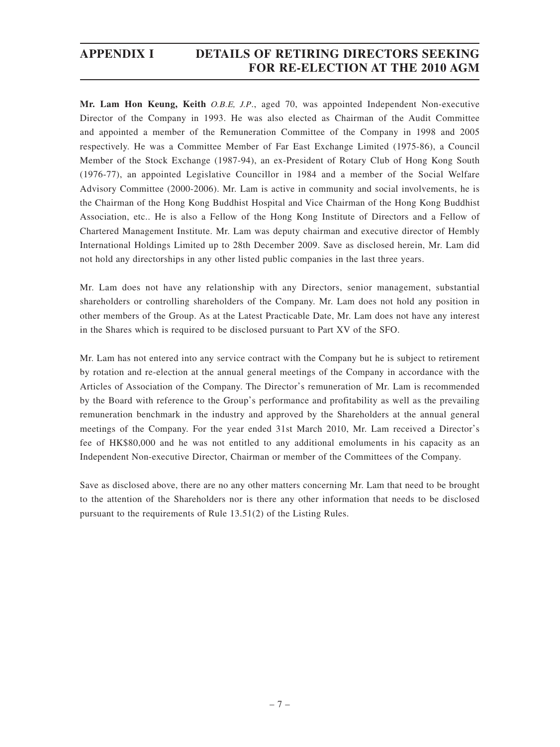**Mr. Lam Hon Keung, Keith** *O.B.E, J.P.*, aged 70, was appointed Independent Non-executive Director of the Company in 1993. He was also elected as Chairman of the Audit Committee and appointed a member of the Remuneration Committee of the Company in 1998 and 2005 respectively. He was a Committee Member of Far East Exchange Limited (1975-86), a Council Member of the Stock Exchange (1987-94), an ex-President of Rotary Club of Hong Kong South (1976-77), an appointed Legislative Councillor in 1984 and a member of the Social Welfare Advisory Committee (2000-2006). Mr. Lam is active in community and social involvements, he is the Chairman of the Hong Kong Buddhist Hospital and Vice Chairman of the Hong Kong Buddhist Association, etc.. He is also a Fellow of the Hong Kong Institute of Directors and a Fellow of Chartered Management Institute. Mr. Lam was deputy chairman and executive director of Hembly International Holdings Limited up to 28th December 2009. Save as disclosed herein, Mr. Lam did not hold any directorships in any other listed public companies in the last three years.

Mr. Lam does not have any relationship with any Directors, senior management, substantial shareholders or controlling shareholders of the Company. Mr. Lam does not hold any position in other members of the Group. As at the Latest Practicable Date, Mr. Lam does not have any interest in the Shares which is required to be disclosed pursuant to Part XV of the SFO.

Mr. Lam has not entered into any service contract with the Company but he is subject to retirement by rotation and re-election at the annual general meetings of the Company in accordance with the Articles of Association of the Company. The Director's remuneration of Mr. Lam is recommended by the Board with reference to the Group's performance and profitability as well as the prevailing remuneration benchmark in the industry and approved by the Shareholders at the annual general meetings of the Company. For the year ended 31st March 2010, Mr. Lam received a Director's fee of HK$80,000 and he was not entitled to any additional emoluments in his capacity as an Independent Non-executive Director, Chairman or member of the Committees of the Company.

Save as disclosed above, there are no any other matters concerning Mr. Lam that need to be brought to the attention of the Shareholders nor is there any other information that needs to be disclosed pursuant to the requirements of Rule 13.51(2) of the Listing Rules.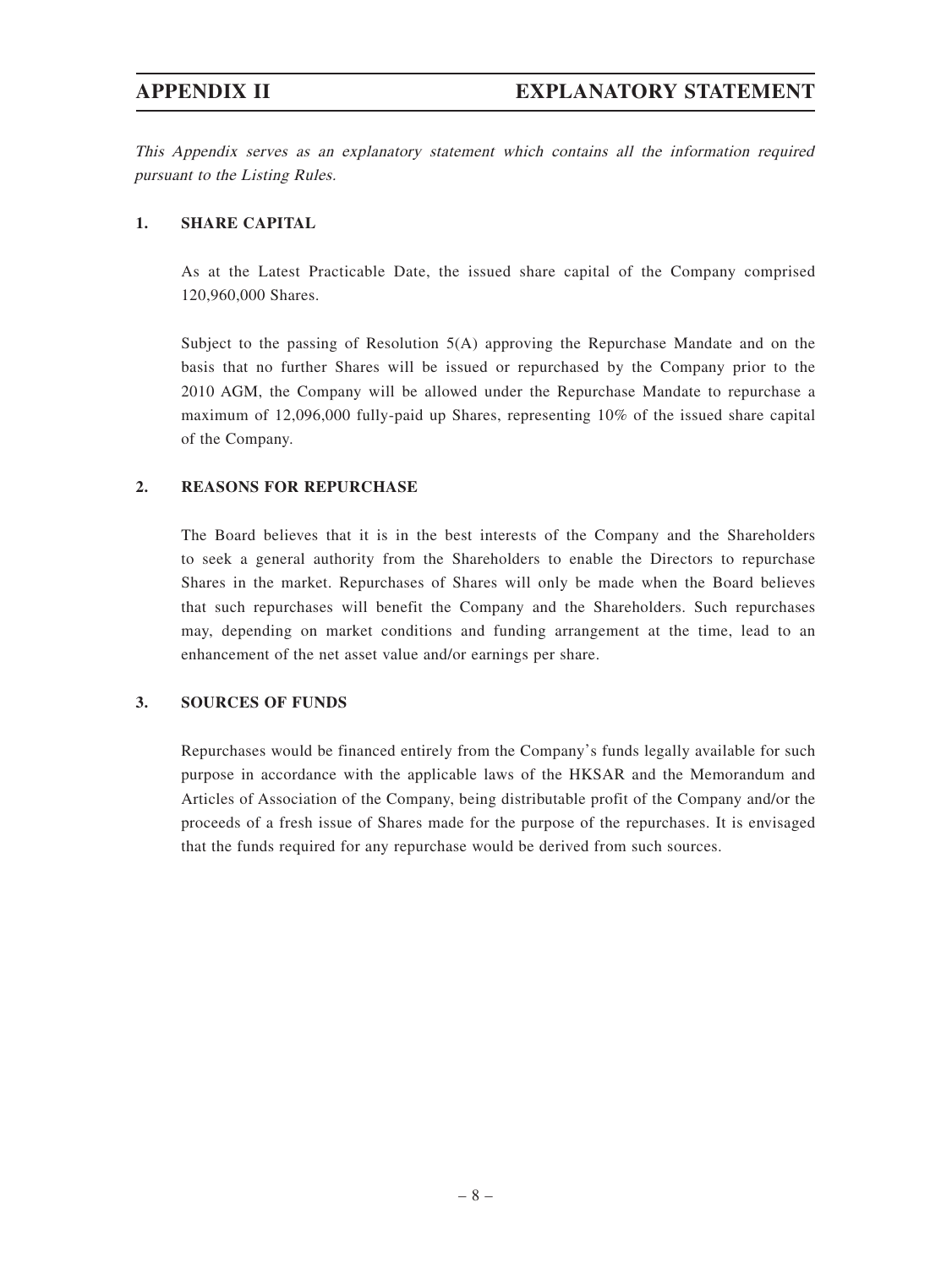# APPENDIX II EXPLANATORY STATEMENT

*This Appendix serves as an explanatory statement which contains all the information required pursuant to the Listing Rules.*

## 1. SHARE CAPITAL

As at the Latest Practicable Date, the issued share capital of the Company comprised 120,960,000 Shares.

Subject to the passing of Resolution 5(A) approving the Repurchase Mandate and on the basis that no further Shares will be issued or repurchased by the Company prior to the 2010 AGM, the Company will be allowed under the Repurchase Mandate to repurchase a maximum of 12,096,000 fully-paid up Shares, representing 10% of the issued share capital of the Company.

## 2. REASONS FOR REPURCHASE

The Board believes that it is in the best interests of the Company and the Shareholders to seek a general authority from the Shareholders to enable the Directors to repurchase Shares in the market. Repurchases of Shares will only be made when the Board believes that such repurchases will benefit the Company and the Shareholders. Such repurchases may, depending on market conditions and funding arrangement at the time, lead to an enhancement of the net asset value and/or earnings per share.

## 3. SOURCES OF FUNDS

Repurchases would be financed entirely from the Company's funds legally available for such purpose in accordance with the applicable laws of the HKSAR and the Memorandum and Articles of Association of the Company, being distributable profit of the Company and/or the proceeds of a fresh issue of Shares made for the purpose of the repurchases. It is envisaged that the funds required for any repurchase would be derived from such sources.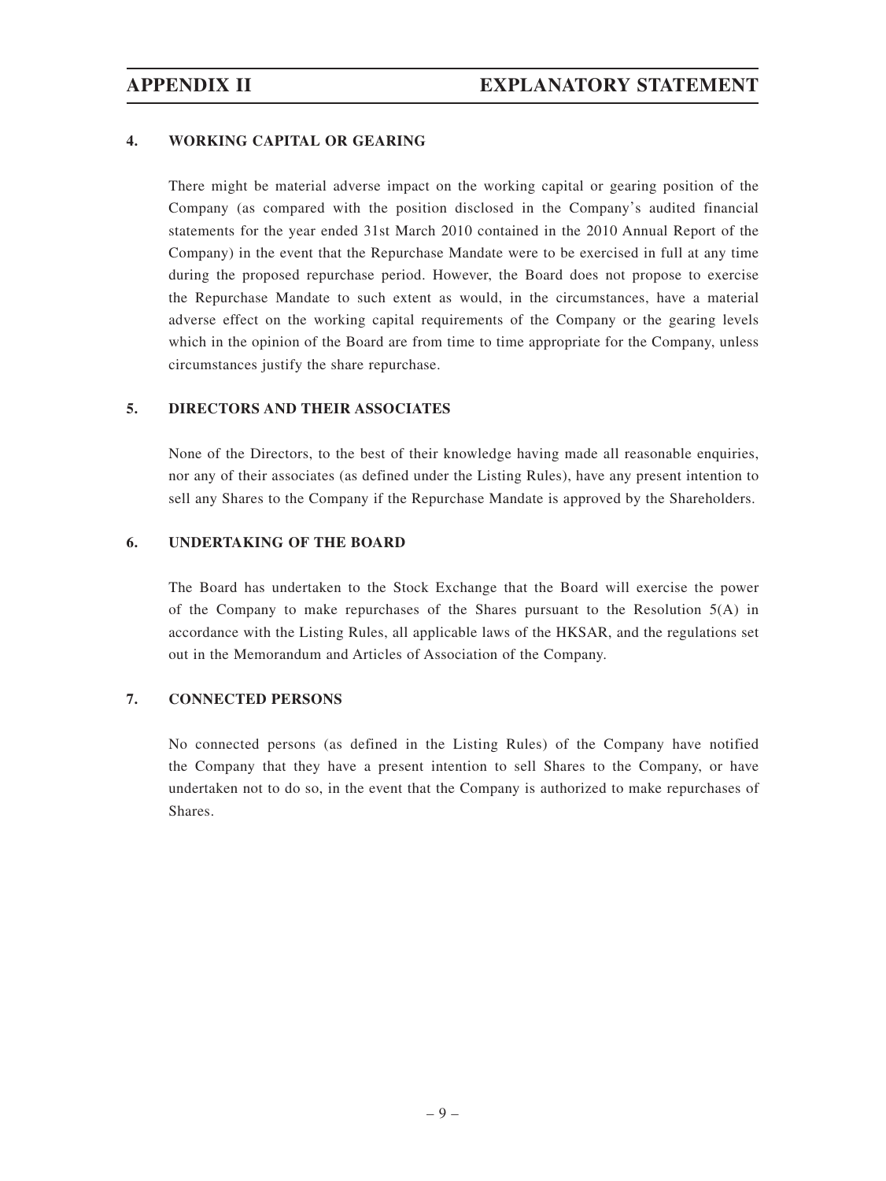## 4. WORKING CAPITAL OR GEARING

There might be material adverse impact on the working capital or gearing position of the Company (as compared with the position disclosed in the Company's audited financial statements for the year ended 31st March 2010 contained in the 2010 Annual Report of the Company) in the event that the Repurchase Mandate were to be exercised in full at any time during the proposed repurchase period. However, the Board does not propose to exercise the Repurchase Mandate to such extent as would, in the circumstances, have a material adverse effect on the working capital requirements of the Company or the gearing levels which in the opinion of the Board are from time to time appropriate for the Company, unless circumstances justify the share repurchase.

## 5. DIRECTORS AND THEIR ASSOCIATES

None of the Directors, to the best of their knowledge having made all reasonable enquiries, nor any of their associates (as defined under the Listing Rules), have any present intention to sell any Shares to the Company if the Repurchase Mandate is approved by the Shareholders.

## 6. UNDERTAKING OF THE BOARD

The Board has undertaken to the Stock Exchange that the Board will exercise the power of the Company to make repurchases of the Shares pursuant to the Resolution 5(A) in accordance with the Listing Rules, all applicable laws of the HKSAR, and the regulations set out in the Memorandum and Articles of Association of the Company.

## 7. CONNECTED PERSONS

No connected persons (as defined in the Listing Rules) of the Company have notified the Company that they have a present intention to sell Shares to the Company, or have undertaken not to do so, in the event that the Company is authorized to make repurchases of Shares.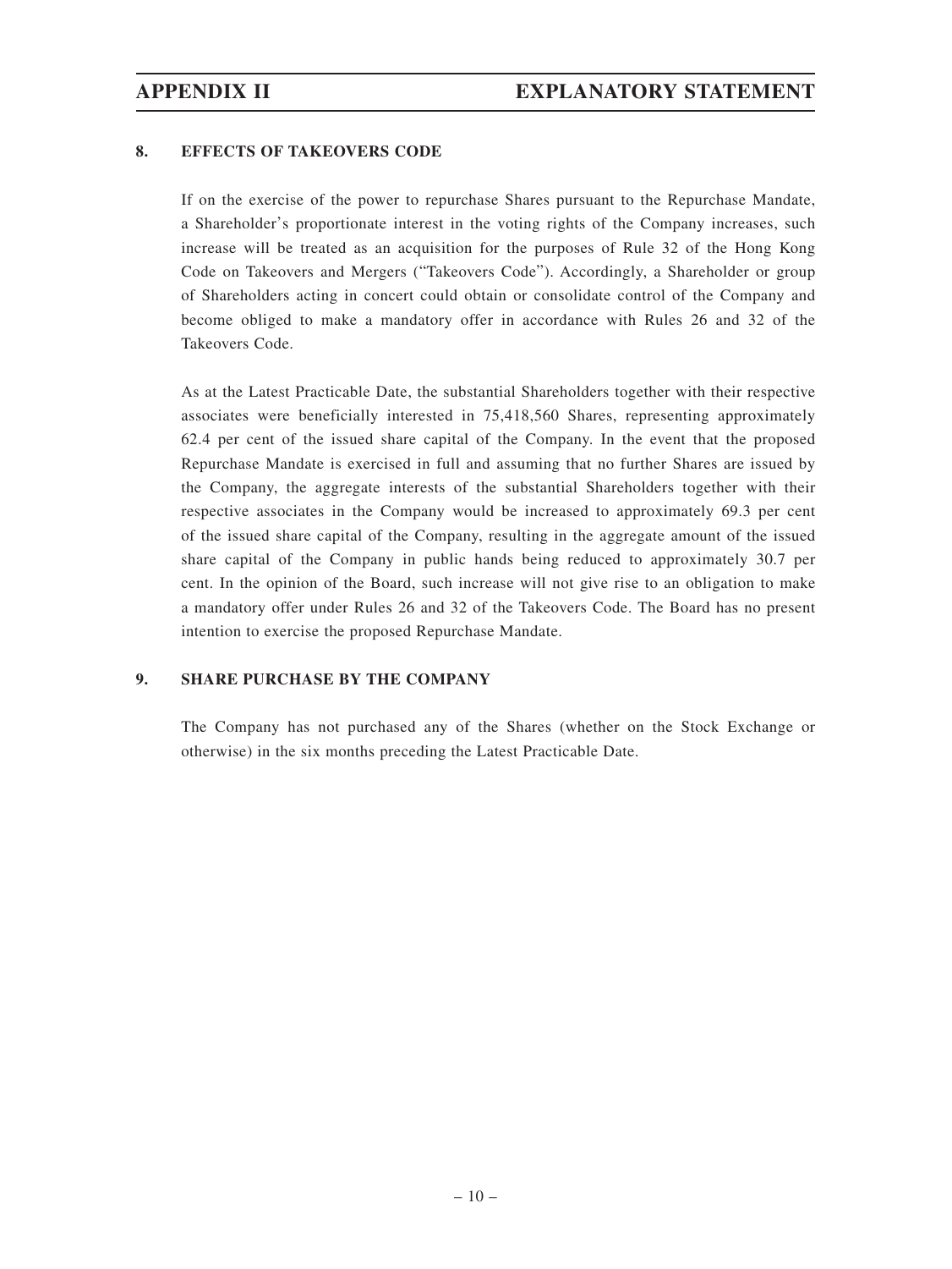## 8. EFFECTS OF TAKEOVERS CODE

If on the exercise of the power to repurchase Shares pursuant to the Repurchase Mandate, a Shareholder's proportionate interest in the voting rights of the Company increases, such increase will be treated as an acquisition for the purposes of Rule 32 of the Hong Kong Code on Takeovers and Mergers ("Takeovers Code"). Accordingly, a Shareholder or group of Shareholders acting in concert could obtain or consolidate control of the Company and become obliged to make a mandatory offer in accordance with Rules 26 and 32 of the Takeovers Code.

As at the Latest Practicable Date, the substantial Shareholders together with their respective associates were beneficially interested in 75,418,560 Shares, representing approximately 62.4 per cent of the issued share capital of the Company. In the event that the proposed Repurchase Mandate is exercised in full and assuming that no further Shares are issued by the Company, the aggregate interests of the substantial Shareholders together with their respective associates in the Company would be increased to approximately 69.3 per cent of the issued share capital of the Company, resulting in the aggregate amount of the issued share capital of the Company in public hands being reduced to approximately 30.7 per cent. In the opinion of the Board, such increase will not give rise to an obligation to make a mandatory offer under Rules 26 and 32 of the Takeovers Code. The Board has no present intention to exercise the proposed Repurchase Mandate.

## 9. SHARE PURCHASE BY THE COMPANY

The Company has not purchased any of the Shares (whether on the Stock Exchange or otherwise) in the six months preceding the Latest Practicable Date.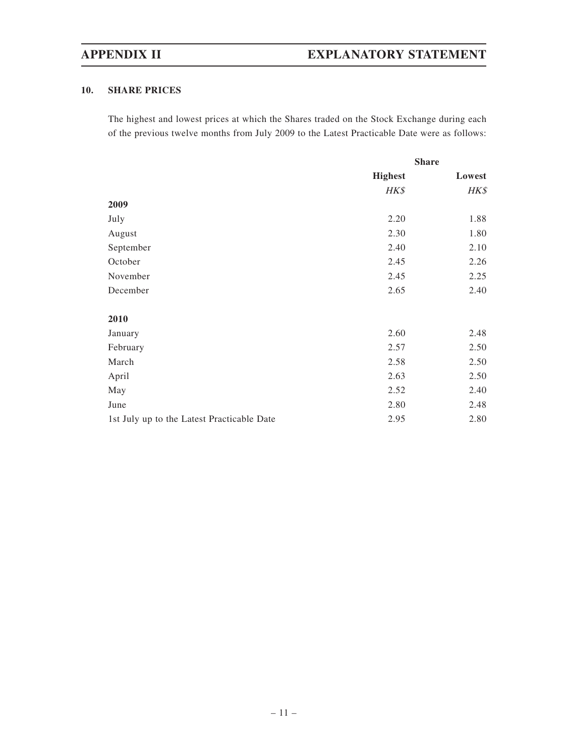#### 10. SHARE PRICES

The highest and lowest prices at which the Shares traded on the Stock Exchange during each of the previous twelve months from July 2009 to the Latest Practicable Date were as follows:

| | Share | |
|---|---|---|
| | **Highest** | **Lowest** |
| | *HK$* | *HK$* |
| **2009** | | |
| July | 2.20 | 1.88 |
| August | 2.30 | 1.80 |
| September | 2.40 | 2.10 |
| October | 2.45 | 2.26 |
| November | 2.45 | 2.25 |
| December | 2.65 | 2.40 |
| **2010** | | |
| January | 2.60 | 2.48 |
| February | 2.57 | 2.50 |
| March | 2.58 | 2.50 |
| April | 2.63 | 2.50 |
| May | 2.52 | 2.40 |
| June | 2.80 | 2.48 |
| 1st July up to the Latest Practicable Date | 2.95 | 2.80 |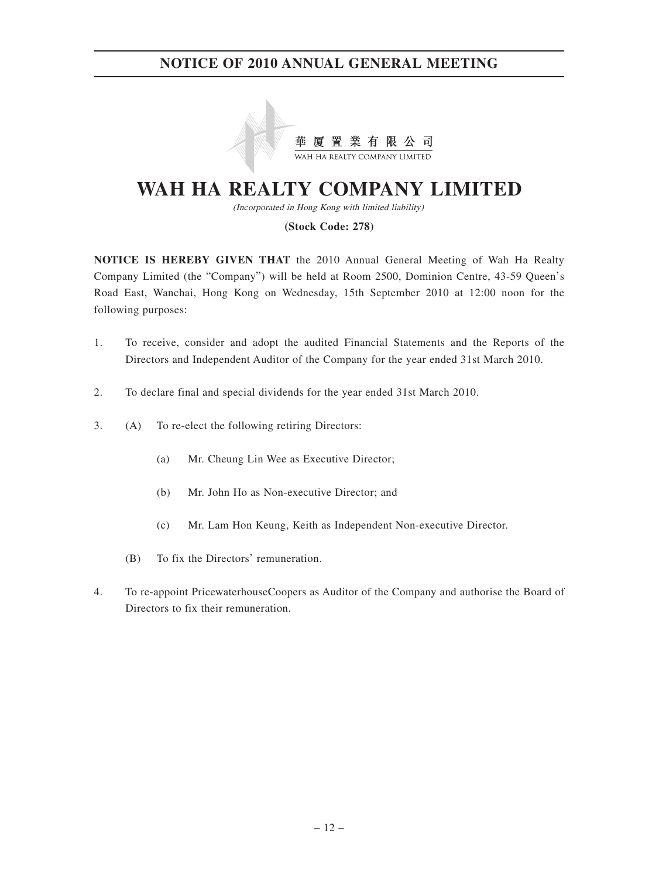# NOTICE OF 2010 ANNUAL GENERAL MEETING

華厦置業有限公司

WAH HA REALTY COMPANY LIMITED

# WAH HA REALTY COMPANY LIMITED

*(Incorporated in Hong Kong with limited liability)*

**(Stock Code: 278)**

**NOTICE IS HEREBY GIVEN THAT** the 2010 Annual General Meeting of Wah Ha Realty Company Limited (the "Company") will be held at Room 2500, Dominion Centre, 43-59 Queen's Road East, Wanchai, Hong Kong on Wednesday, 15th September 2010 at 12:00 noon for the following purposes:

1. To receive, consider and adopt the audited Financial Statements and the Reports of the Directors and Independent Auditor of the Company for the year ended 31st March 2010.

2. To declare final and special dividends for the year ended 31st March 2010.

3. (A) To re-elect the following retiring Directors:

   (a) Mr. Cheung Lin Wee as Executive Director;

   (b) Mr. John Ho as Non-executive Director; and

   (c) Mr. Lam Hon Keung, Keith as Independent Non-executive Director.

   (B) To fix the Directors' remuneration.

4. To re-appoint PricewaterhouseCoopers as Auditor of the Company and authorise the Board of Directors to fix their remuneration.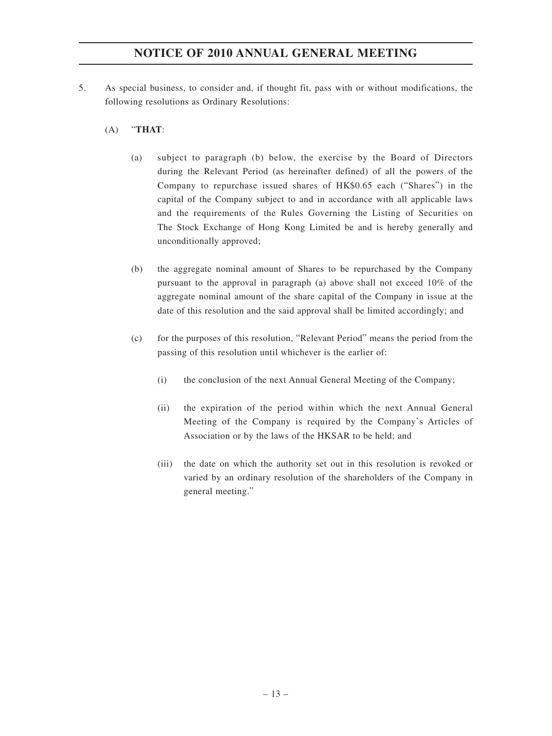# NOTICE OF 2010 ANNUAL GENERAL MEETING

5. As special business, to consider and, if thought fit, pass with or without modifications, the following resolutions as Ordinary Resolutions:

   (A) "**THAT**:

   (a) subject to paragraph (b) below, the exercise by the Board of Directors during the Relevant Period (as hereinafter defined) of all the powers of the Company to repurchase issued shares of HK$0.65 each ("Shares") in the capital of the Company subject to and in accordance with all applicable laws and the requirements of the Rules Governing the Listing of Securities on The Stock Exchange of Hong Kong Limited be and is hereby generally and unconditionally approved;

   (b) the aggregate nominal amount of Shares to be repurchased by the Company pursuant to the approval in paragraph (a) above shall not exceed 10% of the aggregate nominal amount of the share capital of the Company in issue at the date of this resolution and the said approval shall be limited accordingly; and

   (c) for the purposes of this resolution, "Relevant Period" means the period from the passing of this resolution until whichever is the earlier of:

      (i) the conclusion of the next Annual General Meeting of the Company;

      (ii) the expiration of the period within which the next Annual General Meeting of the Company is required by the Company's Articles of Association or by the laws of the HKSAR to be held; and

      (iii) the date on which the authority set out in this resolution is revoked or varied by an ordinary resolution of the shareholders of the Company in general meeting."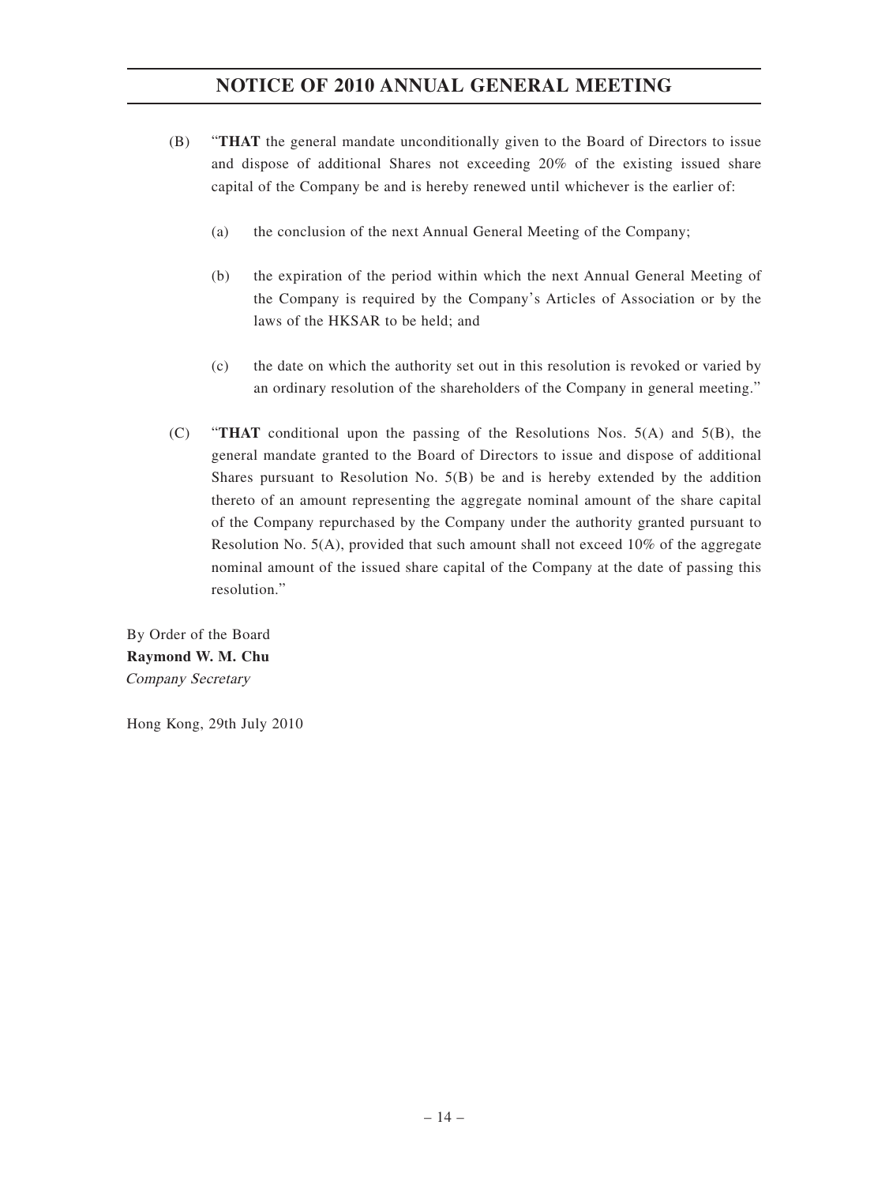(B) "**THAT** the general mandate unconditionally given to the Board of Directors to issue and dispose of additional Shares not exceeding 20% of the existing issued share capital of the Company be and is hereby renewed until whichever is the earlier of:

   (a) the conclusion of the next Annual General Meeting of the Company;

   (b) the expiration of the period within which the next Annual General Meeting of the Company is required by the Company's Articles of Association or by the laws of the HKSAR to be held; and

   (c) the date on which the authority set out in this resolution is revoked or varied by an ordinary resolution of the shareholders of the Company in general meeting."

(C) "**THAT** conditional upon the passing of the Resolutions Nos. 5(A) and 5(B), the general mandate granted to the Board of Directors to issue and dispose of additional Shares pursuant to Resolution No. 5(B) be and is hereby extended by the addition thereto of an amount representing the aggregate nominal amount of the share capital of the Company repurchased by the Company under the authority granted pursuant to Resolution No. 5(A), provided that such amount shall not exceed 10% of the aggregate nominal amount of the issued share capital of the Company at the date of passing this resolution."

By Order of the Board
**Raymond W. M. Chu**
*Company Secretary*

Hong Kong, 29th July 2010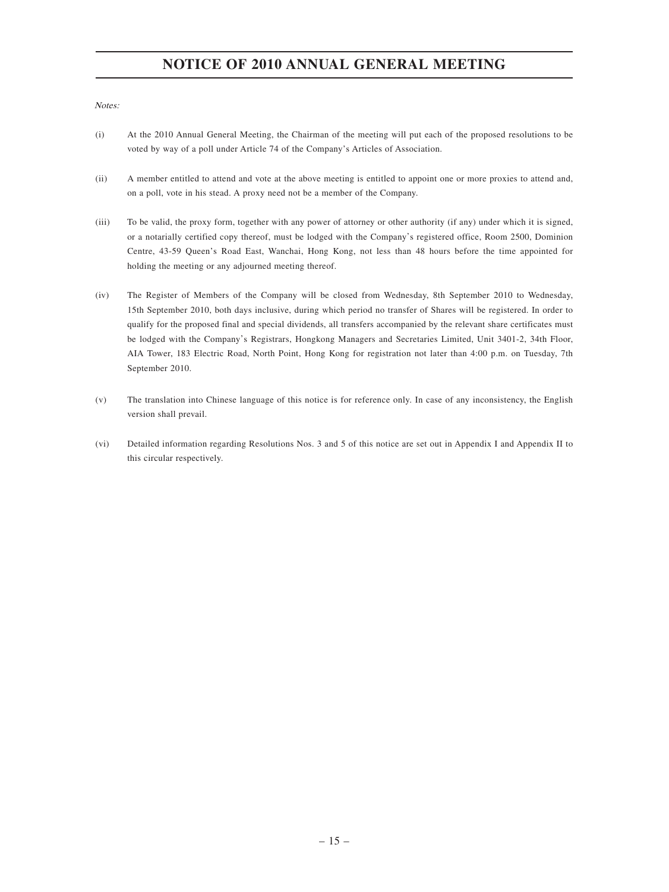# NOTICE OF 2010 ANNUAL GENERAL MEETING

*Notes:*

(i) At the 2010 Annual General Meeting, the Chairman of the meeting will put each of the proposed resolutions to be voted by way of a poll under Article 74 of the Company's Articles of Association.

(ii) A member entitled to attend and vote at the above meeting is entitled to appoint one or more proxies to attend and, on a poll, vote in his stead. A proxy need not be a member of the Company.

(iii) To be valid, the proxy form, together with any power of attorney or other authority (if any) under which it is signed, or a notarially certified copy thereof, must be lodged with the Company's registered office, Room 2500, Dominion Centre, 43-59 Queen's Road East, Wanchai, Hong Kong, not less than 48 hours before the time appointed for holding the meeting or any adjourned meeting thereof.

(iv) The Register of Members of the Company will be closed from Wednesday, 8th September 2010 to Wednesday, 15th September 2010, both days inclusive, during which period no transfer of Shares will be registered. In order to qualify for the proposed final and special dividends, all transfers accompanied by the relevant share certificates must be lodged with the Company's Registrars, Hongkong Managers and Secretaries Limited, Unit 3401-2, 34th Floor, AIA Tower, 183 Electric Road, North Point, Hong Kong for registration not later than 4:00 p.m. on Tuesday, 7th September 2010.

(v) The translation into Chinese language of this notice is for reference only. In case of any inconsistency, the English version shall prevail.

(vi) Detailed information regarding Resolutions Nos. 3 and 5 of this notice are set out in Appendix I and Appendix II to this circular respectively.